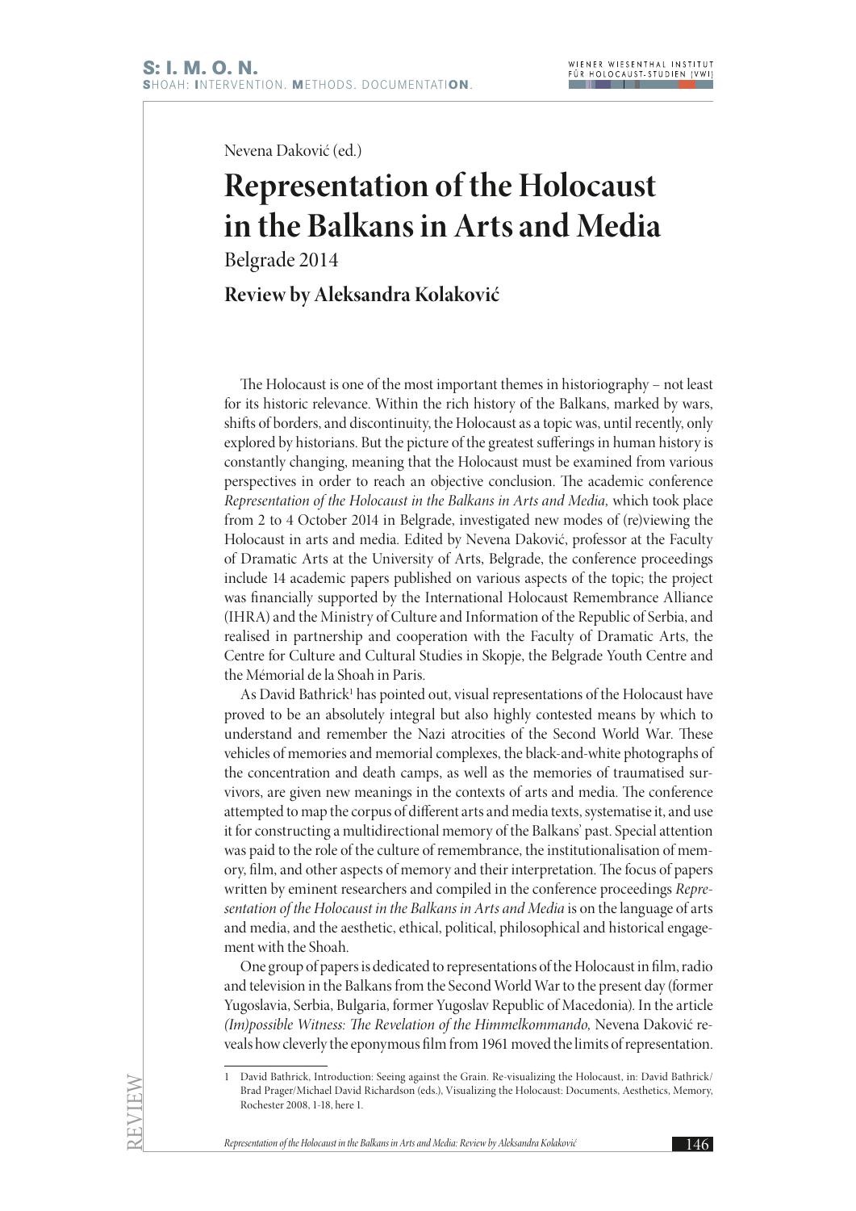Nevena Daković (ed.)

# Representation of the Holocaust in the Balkans in Arts and Media

Belgrade 2014

## Review by Aleksandra Kolaković

The Holocaust is one of the most important themes in historiography – not least for its historic relevance. Within the rich history of the Balkans, marked by wars, shifts of borders, and discontinuity, the Holocaust as a topic was, until recently, only explored by historians. But the picture of the greatest sufferings in human history is constantly changing, meaning that the Holocaust must be examined from various perspectives in order to reach an objective conclusion. The academic conference *Representation of the Holocaust in the Balkans in Arts and Media,* which took place from 2 to 4 October 2014 in Belgrade, investigated new modes of (re)viewing the Holocaust in arts and media. Edited by Nevena Daković, professor at the Faculty of Dramatic Arts at the University of Arts, Belgrade, the conference proceedings include 14 academic papers published on various aspects of the topic; the project was financially supported by the International Holocaust Remembrance Alliance (IHRA) and the Ministry of Culture and Information of the Republic of Serbia, and realised in partnership and cooperation with the Faculty of Dramatic Arts, the Centre for Culture and Cultural Studies in Skopje, the Belgrade Youth Centre and the Mémorial de la Shoah in Paris.

As David Bathrick[1] has pointed out, visual representations of the Holocaust have proved to be an absolutely integral but also highly contested means by which to understand and remember the Nazi atrocities of the Second World War. These vehicles of memories and memorial complexes, the black-and-white photographs of the concentration and death camps, as well as the memories of traumatised survivors, are given new meanings in the contexts of arts and media. The conference attempted to map the corpus of different arts and media texts, systematise it, and use it for constructing a multidirectional memory of the Balkans' past. Special attention was paid to the role of the culture of remembrance, the institutionalisation of memory, film, and other aspects of memory and their interpretation. The focus of papers written by eminent researchers and compiled in the conference proceedings *Representation of the Holocaust in the Balkans in Arts and Media* is on the language of arts and media, and the aesthetic, ethical, political, philosophical and historical engagement with the Shoah.

One group of papers is dedicated to representations of the Holocaust in film, radio and television in the Balkans from the Second World War to the present day (former Yugoslavia, Serbia, Bulgaria, former Yugoslav Republic of Macedonia). In the article *(Im)possible Witness: The Revelation of the Himmelkommando,* Nevena Daković reveals how cleverly the eponymous film from 1961 moved the limits of representation.

[1] David Bathrick, Introduction: Seeing against the Grain. Re-visualizing the Holocaust, in: David Bathrick/Brad Prager/Michael David Richardson (eds.), Visualizing the Holocaust: Documents, Aesthetics, Memory, Rochester 2008, 1-18, here 1.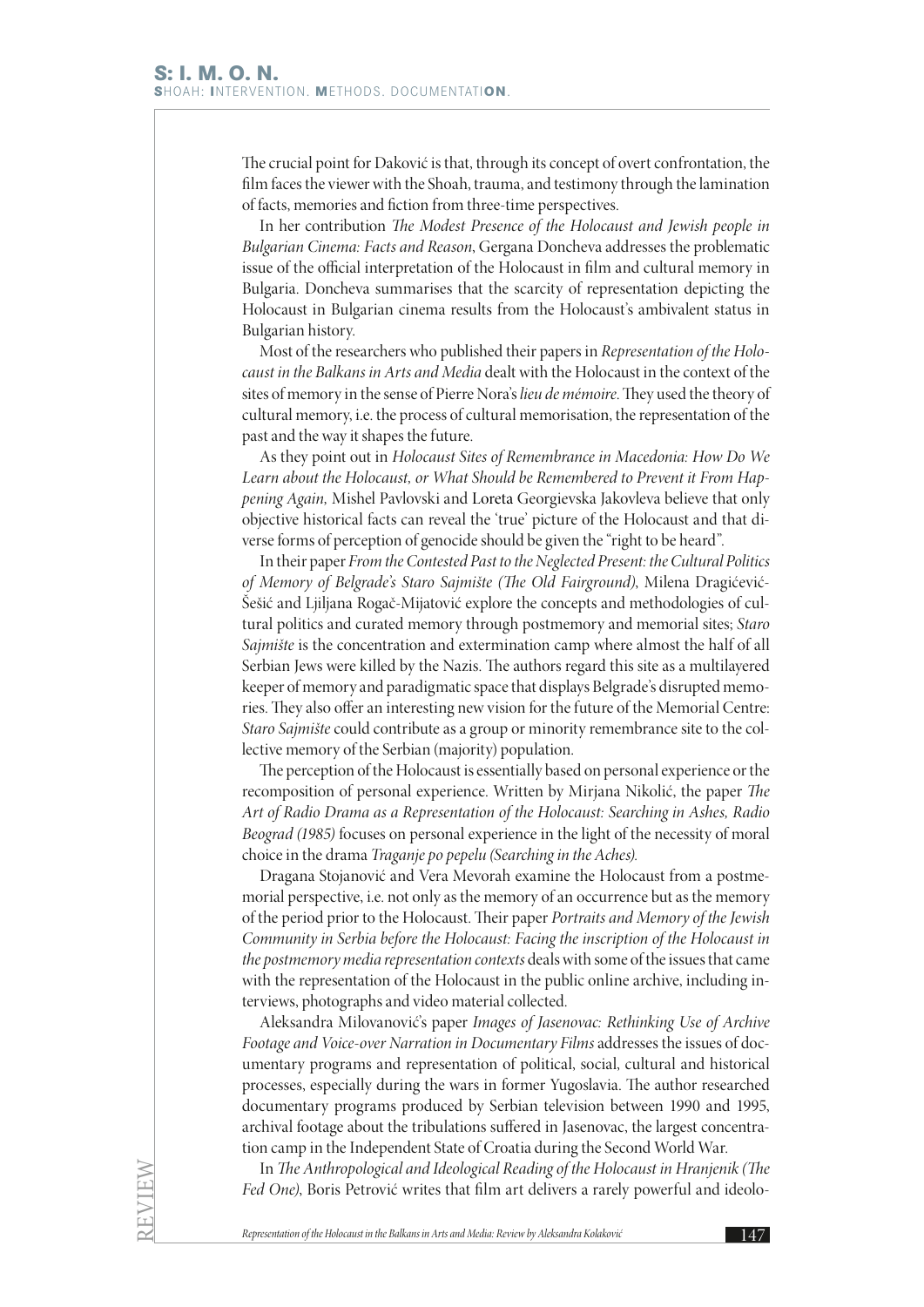The crucial point for Daković is that, through its concept of overt confrontation, the film faces the viewer with the Shoah, trauma, and testimony through the lamination of facts, memories and fiction from three-time perspectives.

In her contribution *The Modest Presence of the Holocaust and Jewish people in Bulgarian Cinema: Facts and Reason*, Gergana Doncheva addresses the problematic issue of the official interpretation of the Holocaust in film and cultural memory in Bulgaria. Doncheva summarises that the scarcity of representation depicting the Holocaust in Bulgarian cinema results from the Holocaust's ambivalent status in Bulgarian history.

Most of the researchers who published their papers in *Representation of the Holocaust in the Balkans in Arts and Media* dealt with the Holocaust in the context of the sites of memory in the sense of Pierre Nora's *lieu de mémoire*. They used the theory of cultural memory, i.e. the process of cultural memorisation, the representation of the past and the way it shapes the future.

As they point out in *Holocaust Sites of Remembrance in Macedonia: How Do We Learn about the Holocaust, or What Should be Remembered to Prevent it From Happening Again,* Mishel Pavlovski and Loreta Georgievska Jakovleva believe that only objective historical facts can reveal the 'true' picture of the Holocaust and that diverse forms of perception of genocide should be given the "right to be heard".

In their paper *From the Contested Past to the Neglected Present: the Cultural Politics of Memory of Belgrade's Staro Sajmište (The Old Fairground)*, Milena Dragićević-Šešić and Ljiljana Rogač-Mijatović explore the concepts and methodologies of cultural politics and curated memory through postmemory and memorial sites; *Staro Sajmište* is the concentration and extermination camp where almost the half of all Serbian Jews were killed by the Nazis. The authors regard this site as a multilayered keeper of memory and paradigmatic space that displays Belgrade's disrupted memories. They also offer an interesting new vision for the future of the Memorial Centre: *Staro Sajmište* could contribute as a group or minority remembrance site to the collective memory of the Serbian (majority) population.

The perception of the Holocaust is essentially based on personal experience or the recomposition of personal experience. Written by Mirjana Nikolić, the paper *The Art of Radio Drama as a Representation of the Holocaust: Searching in Ashes, Radio Beograd (1985)* focuses on personal experience in the light of the necessity of moral choice in the drama *Traganje po pepelu (Searching in the Aches).*

Dragana Stojanović and Vera Mevorah examine the Holocaust from a postmemorial perspective, i.e. not only as the memory of an occurrence but as the memory of the period prior to the Holocaust. Their paper *Portraits and Memory of the Jewish Community in Serbia before the Holocaust: Facing the inscription of the Holocaust in the postmemory media representation contexts* deals with some of the issues that came with the representation of the Holocaust in the public online archive, including interviews, photographs and video material collected.

Aleksandra Milovanović's paper *Images of Jasenovac: Rethinking Use of Archive Footage and Voice-over Narration in Documentary Films* addresses the issues of documentary programs and representation of political, social, cultural and historical processes, especially during the wars in former Yugoslavia. The author researched documentary programs produced by Serbian television between 1990 and 1995, archival footage about the tribulations suffered in Jasenovac, the largest concentration camp in the Independent State of Croatia during the Second World War.

In *The Anthropological and Ideological Reading of the Holocaust in Hranjenik (The Fed One)*, Boris Petrović writes that film art delivers a rarely powerful and ideolo-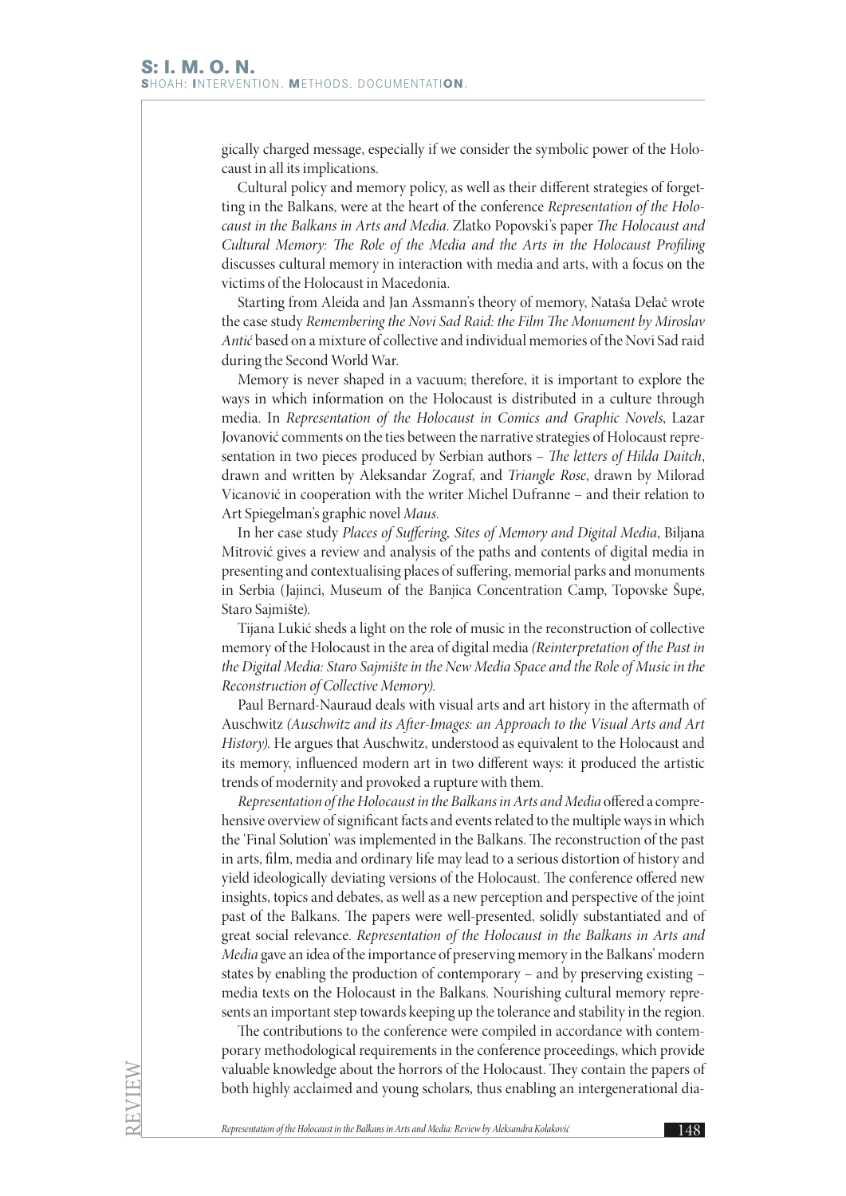gically charged message, especially if we consider the symbolic power of the Holocaust in all its implications.

Cultural policy and memory policy, as well as their different strategies of forgetting in the Balkans, were at the heart of the conference *Representation of the Holocaust in the Balkans in Arts and Media*. Zlatko Popovski's paper *The Holocaust and Cultural Memory: The Role of the Media and the Arts in the Holocaust Profiling* discusses cultural memory in interaction with media and arts, with a focus on the victims of the Holocaust in Macedonia.

Starting from Aleida and Jan Assmann's theory of memory, Nataša Delač wrote the case study *Remembering the Novi Sad Raid: the Film The Monument by Miroslav Antić* based on a mixture of collective and individual memories of the Novi Sad raid during the Second World War.

Memory is never shaped in a vacuum; therefore, it is important to explore the ways in which information on the Holocaust is distributed in a culture through media. In *Representation of the Holocaust in Comics and Graphic Novels*, Lazar Jovanović comments on the ties between the narrative strategies of Holocaust representation in two pieces produced by Serbian authors – *The letters of Hilda Daitch*, drawn and written by Aleksandar Zograf, and *Triangle Rose*, drawn by Milorad Vicanović in cooperation with the writer Michel Dufranne – and their relation to Art Spiegelman's graphic novel *Maus*.

In her case study *Places of Suffering, Sites of Memory and Digital Media*, Biljana Mitrović gives a review and analysis of the paths and contents of digital media in presenting and contextualising places of suffering, memorial parks and monuments in Serbia (Jajinci, Museum of the Banjica Concentration Camp, Topovske Šupe, Staro Sajmište).

Tijana Lukić sheds a light on the role of music in the reconstruction of collective memory of the Holocaust in the area of digital media *(Reinterpretation of the Past in the Digital Media: Staro Sajmište in the New Media Space and the Role of Music in the Reconstruction of Collective Memory).*

Paul Bernard-Nauraud deals with visual arts and art history in the aftermath of Auschwitz *(Auschwitz and its After-Images: an Approach to the Visual Arts and Art History).* He argues that Auschwitz, understood as equivalent to the Holocaust and its memory, influenced modern art in two different ways: it produced the artistic trends of modernity and provoked a rupture with them.

*Representation of the Holocaust in the Balkans in Arts and Media* offered a comprehensive overview of significant facts and events related to the multiple ways in which the 'Final Solution' was implemented in the Balkans. The reconstruction of the past in arts, film, media and ordinary life may lead to a serious distortion of history and yield ideologically deviating versions of the Holocaust. The conference offered new insights, topics and debates, as well as a new perception and perspective of the joint past of the Balkans. The papers were well-presented, solidly substantiated and of great social relevance. *Representation of the Holocaust in the Balkans in Arts and Media* gave an idea of the importance of preserving memory in the Balkans' modern states by enabling the production of contemporary – and by preserving existing – media texts on the Holocaust in the Balkans. Nourishing cultural memory represents an important step towards keeping up the tolerance and stability in the region.

The contributions to the conference were compiled in accordance with contemporary methodological requirements in the conference proceedings, which provide valuable knowledge about the horrors of the Holocaust. They contain the papers of both highly acclaimed and young scholars, thus enabling an intergenerational dia-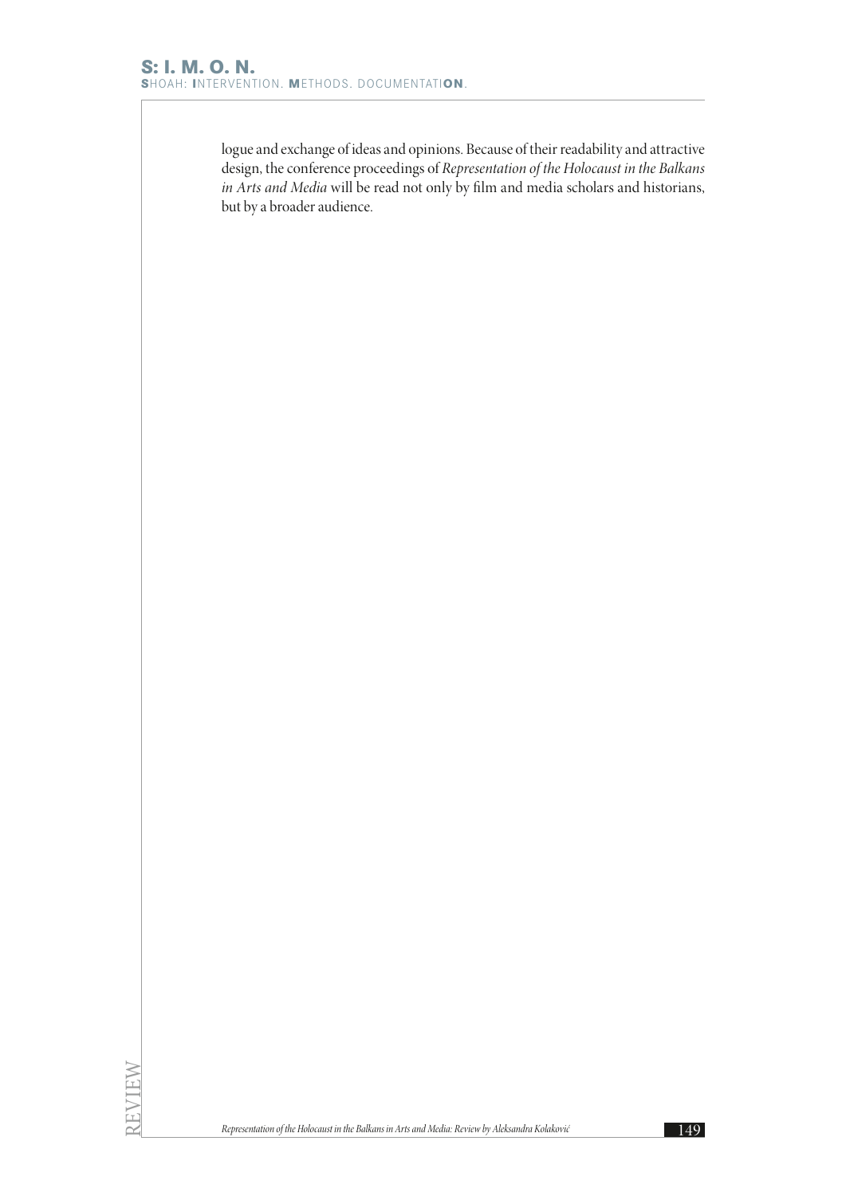logue and exchange of ideas and opinions. Because of their readability and attractive design, the conference proceedings of *Representation of the Holocaust in the Balkans in Arts and Media* will be read not only by film and media scholars and historians, but by a broader audience.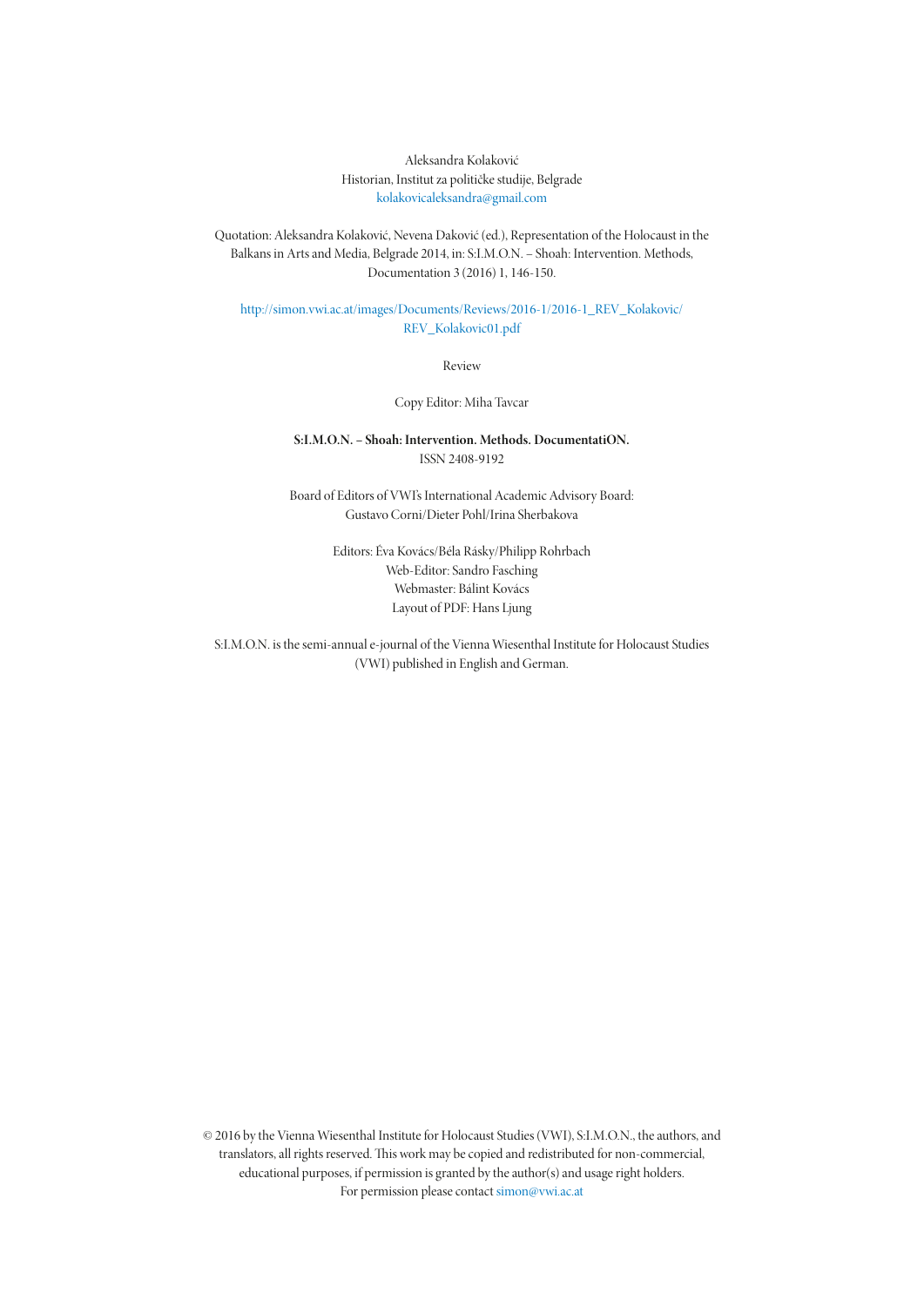Aleksandra Kolaković
Historian, Institut za političke studije, Belgrade
kolakovicaleksandra@gmail.com

Quotation: Aleksandra Kolaković, Nevena Daković (ed.), Representation of the Holocaust in the Balkans in Arts and Media, Belgrade 2014, in: S:I.M.O.N. – Shoah: Intervention. Methods, Documentation 3 (2016) 1, 146-150.

http://simon.vwi.ac.at/images/Documents/Reviews/2016-1/2016-1_REV_Kolakovic/REV_Kolakovic01.pdf

Review

Copy Editor: Miha Tavcar

**S:I.M.O.N. – Shoah: Intervention. Methods. DocumentatiON.**
ISSN 2408-9192

Board of Editors of VWI's International Academic Advisory Board:
Gustavo Corni/Dieter Pohl/Irina Sherbakova

Editors: Éva Kovács/Béla Rásky/Philipp Rohrbach
Web-Editor: Sandro Fasching
Webmaster: Bálint Kovács
Layout of PDF: Hans Ljung

S:I.M.O.N. is the semi-annual e-journal of the Vienna Wiesenthal Institute for Holocaust Studies (VWI) published in English and German.

© 2016 by the Vienna Wiesenthal Institute for Holocaust Studies (VWI), S:I.M.O.N., the authors, and translators, all rights reserved. This work may be copied and redistributed for non-commercial, educational purposes, if permission is granted by the author(s) and usage right holders. For permission please contact simon@vwi.ac.at